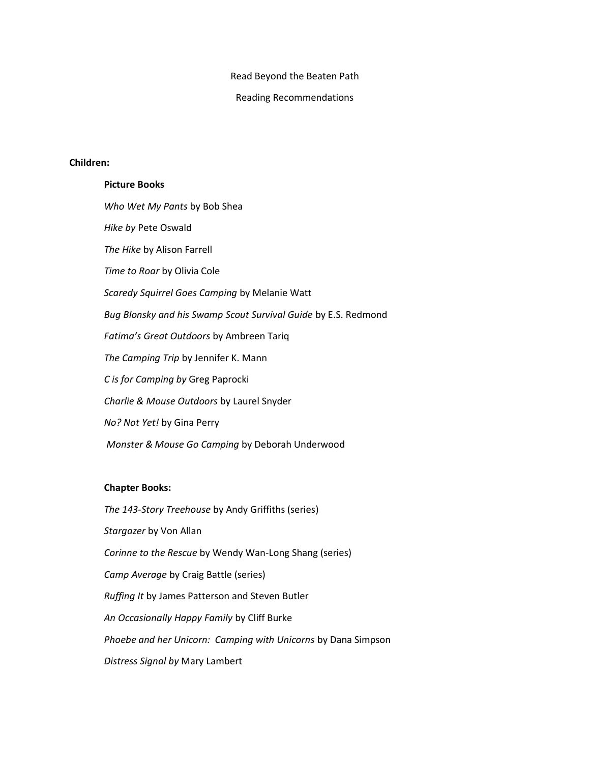# Read Beyond the Beaten Path

## Reading Recommendations

**Children:**

**Picture Books**

*Who Wet My Pants* by Bob Shea

*Hike by* Pete Oswald

*The Hike* by Alison Farrell

*Time to Roar* by Olivia Cole

*Scaredy Squirrel Goes Camping* by Melanie Watt

*Bug Blonsky and his Swamp Scout Survival Guide* by E.S. Redmond

*Fatima's Great Outdoors* by Ambreen Tariq

*The Camping Trip* by Jennifer K. Mann

*C is for Camping by* Greg Paprocki

*Charlie & Mouse Outdoors* by Laurel Snyder

*No? Not Yet!* by Gina Perry

*Monster & Mouse Go Camping* by Deborah Underwood

**Chapter Books:**

*The 143-Story Treehouse* by Andy Griffiths (series)

*Stargazer* by Von Allan

*Corinne to the Rescue* by Wendy Wan-Long Shang (series)

*Camp Average* by Craig Battle (series)

*Ruffing It* by James Patterson and Steven Butler

*An Occasionally Happy Family* by Cliff Burke

*Phoebe and her Unicorn: Camping with Unicorns* by Dana Simpson

*Distress Signal by* Mary Lambert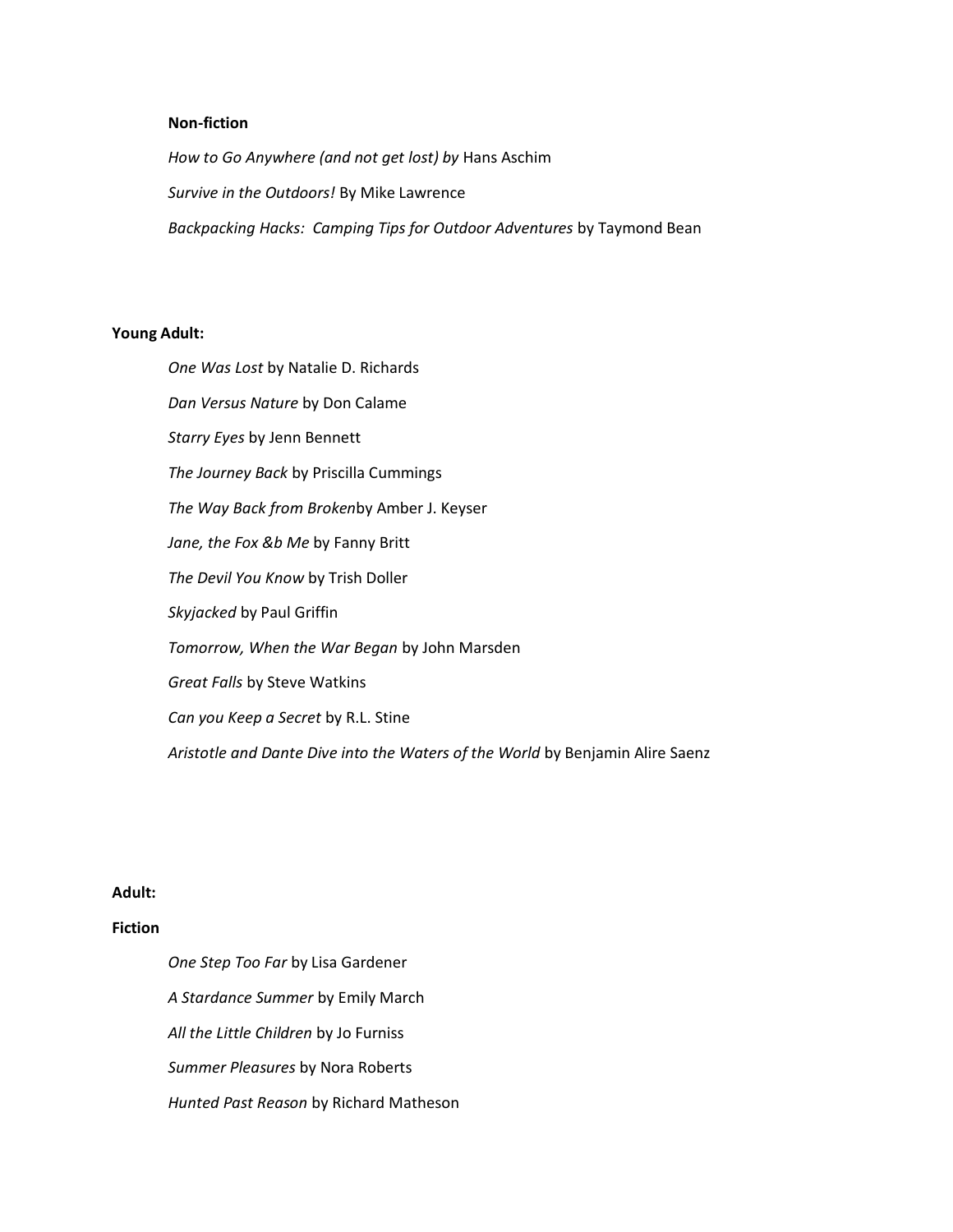**Non-fiction**

*How to Go Anywhere (and not get lost) by* Hans Aschim

*Survive in the Outdoors!* By Mike Lawrence

*Backpacking Hacks: Camping Tips for Outdoor Adventures* by Taymond Bean

**Young Adult:**

*One Was Lost* by Natalie D. Richards

*Dan Versus Nature* by Don Calame

*Starry Eyes* by Jenn Bennett

*The Journey Back* by Priscilla Cummings

*The Way Back from Broken*by Amber J. Keyser

*Jane, the Fox &b Me* by Fanny Britt

*The Devil You Know* by Trish Doller

*Skyjacked* by Paul Griffin

*Tomorrow, When the War Began* by John Marsden

*Great Falls* by Steve Watkins

*Can you Keep a Secret* by R.L. Stine

*Aristotle and Dante Dive into the Waters of the World* by Benjamin Alire Saenz

**Adult:**

**Fiction**

*One Step Too Far* by Lisa Gardener

*A Stardance Summer* by Emily March

*All the Little Children* by Jo Furniss

*Summer Pleasures* by Nora Roberts

*Hunted Past Reason* by Richard Matheson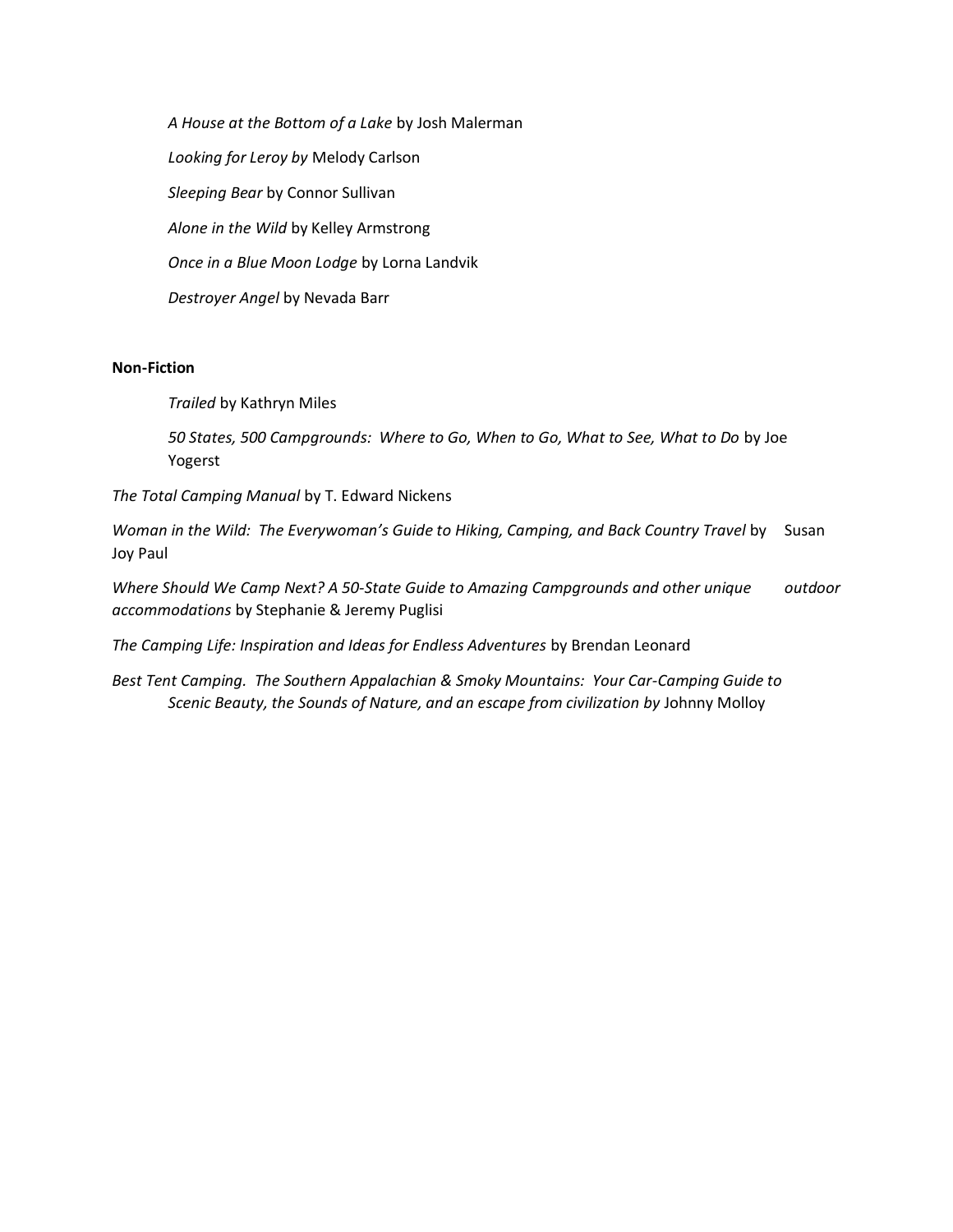*A House at the Bottom of a Lake* by Josh Malerman

*Looking for Leroy by* Melody Carlson

*Sleeping Bear* by Connor Sullivan

*Alone in the Wild* by Kelley Armstrong

*Once in a Blue Moon Lodge* by Lorna Landvik

*Destroyer Angel* by Nevada Barr

**Non-Fiction**

*Trailed* by Kathryn Miles

*50 States, 500 Campgrounds: Where to Go, When to Go, What to See, What to Do* by Joe Yogerst

*The Total Camping Manual* by T. Edward Nickens

*Woman in the Wild: The Everywoman's Guide to Hiking, Camping, and Back Country Travel* by Susan Joy Paul

*Where Should We Camp Next? A 50-State Guide to Amazing Campgrounds and other unique outdoor accommodations* by Stephanie & Jeremy Puglisi

*The Camping Life: Inspiration and Ideas for Endless Adventures* by Brendan Leonard

*Best Tent Camping. The Southern Appalachian & Smoky Mountains: Your Car-Camping Guide to Scenic Beauty, the Sounds of Nature, and an escape from civilization by* Johnny Molloy